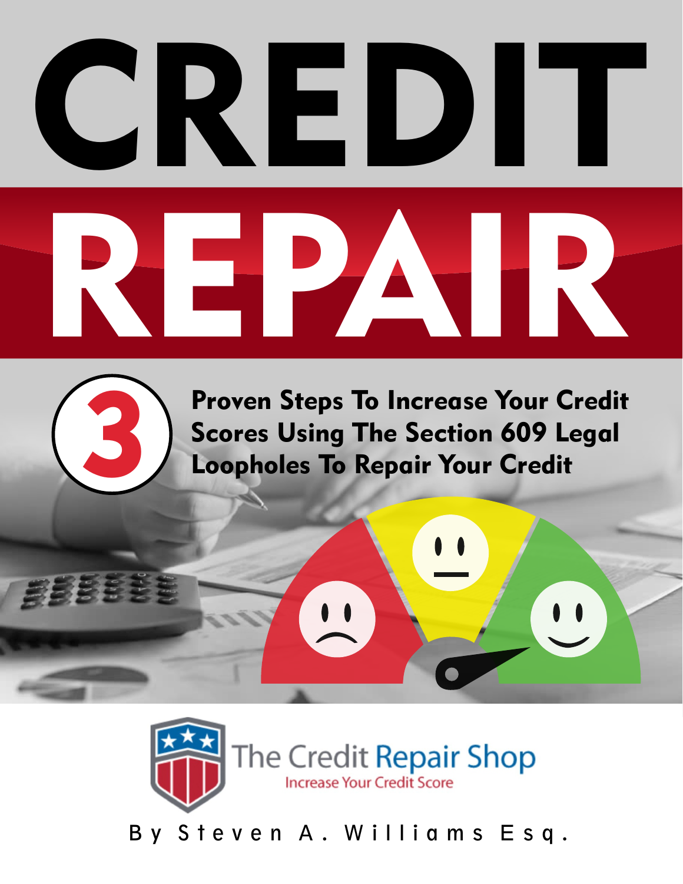# CREDIT REPAIR

## 3 Proven Steps To Increase Your Credit Scores Using The Section 609 Legal Loopholes To Repair Your Credit

The Credit Repair Shop
Increase Your Credit Score

By Steven A. Williams Esq.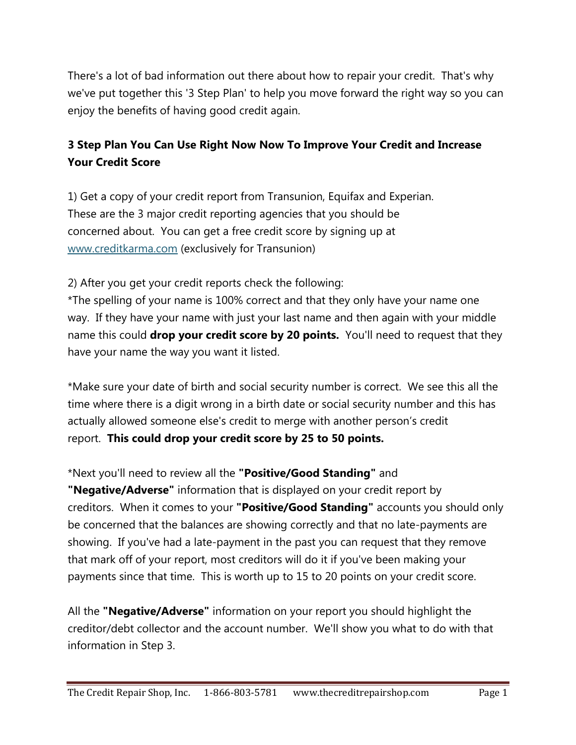There's a lot of bad information out there about how to repair your credit. That's why we've put together this '3 Step Plan' to help you move forward the right way so you can enjoy the benefits of having good credit again.

**3 Step Plan You Can Use Right Now Now To Improve Your Credit and Increase Your Credit Score**

1) Get a copy of your credit report from Transunion, Equifax and Experian. These are the 3 major credit reporting agencies that you should be concerned about. You can get a free credit score by signing up at [www.creditkarma.com](http://www.creditkarma.com) (exclusively for Transunion)

2) After you get your credit reports check the following:
*The spelling of your name is 100% correct and that they only have your name one way. If they have your name with just your last name and then again with your middle name this could **drop your credit score by 20 points.** You'll need to request that they have your name the way you want it listed.

*Make sure your date of birth and social security number is correct. We see this all the time where there is a digit wrong in a birth date or social security number and this has actually allowed someone else's credit to merge with another person's credit report. **This could drop your credit score by 25 to 50 points.**

*Next you'll need to review all the **"Positive/Good Standing"** and **"Negative/Adverse"** information that is displayed on your credit report by creditors. When it comes to your **"Positive/Good Standing"** accounts you should only be concerned that the balances are showing correctly and that no late-payments are showing. If you've had a late-payment in the past you can request that they remove that mark off of your report, most creditors will do it if you've been making your payments since that time. This is worth up to 15 to 20 points on your credit score.

All the **"Negative/Adverse"** information on your report you should highlight the creditor/debt collector and the account number. We'll show you what to do with that information in Step 3.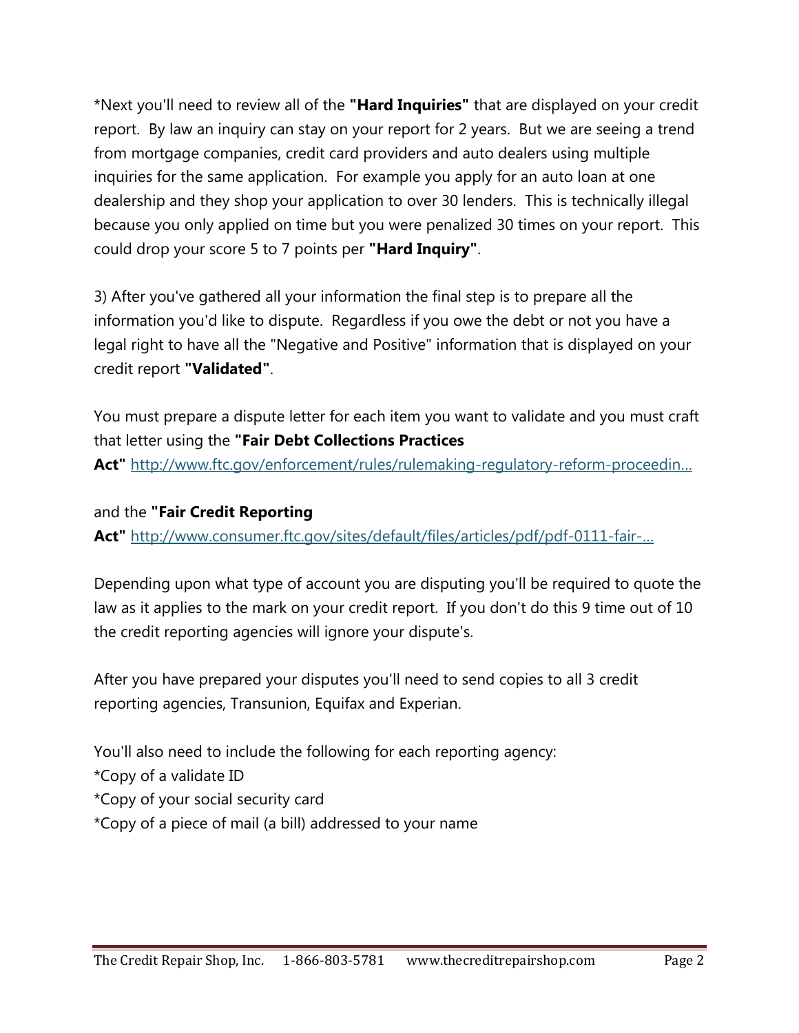*Next you'll need to review all of the **"Hard Inquiries"** that are displayed on your credit report. By law an inquiry can stay on your report for 2 years. But we are seeing a trend from mortgage companies, credit card providers and auto dealers using multiple inquiries for the same application. For example you apply for an auto loan at one dealership and they shop your application to over 30 lenders. This is technically illegal because you only applied on time but you were penalized 30 times on your report. This could drop your score 5 to 7 points per **"Hard Inquiry"**.

3) After you've gathered all your information the final step is to prepare all the information you'd like to dispute. Regardless if you owe the debt or not you have a legal right to have all the "Negative and Positive" information that is displayed on your credit report **"Validated"**.

You must prepare a dispute letter for each item you want to validate and you must craft that letter using the **"Fair Debt Collections Practices Act"** http://www.ftc.gov/enforcement/rules/rulemaking-regulatory-reform-proceedin...

and the **"Fair Credit Reporting Act"** http://www.consumer.ftc.gov/sites/default/files/articles/pdf/pdf-0111-fair-...

Depending upon what type of account you are disputing you'll be required to quote the law as it applies to the mark on your credit report. If you don't do this 9 time out of 10 the credit reporting agencies will ignore your dispute's.

After you have prepared your disputes you'll need to send copies to all 3 credit reporting agencies, Transunion, Equifax and Experian.

You'll also need to include the following for each reporting agency:
*Copy of a validate ID
*Copy of your social security card
*Copy of a piece of mail (a bill) addressed to your name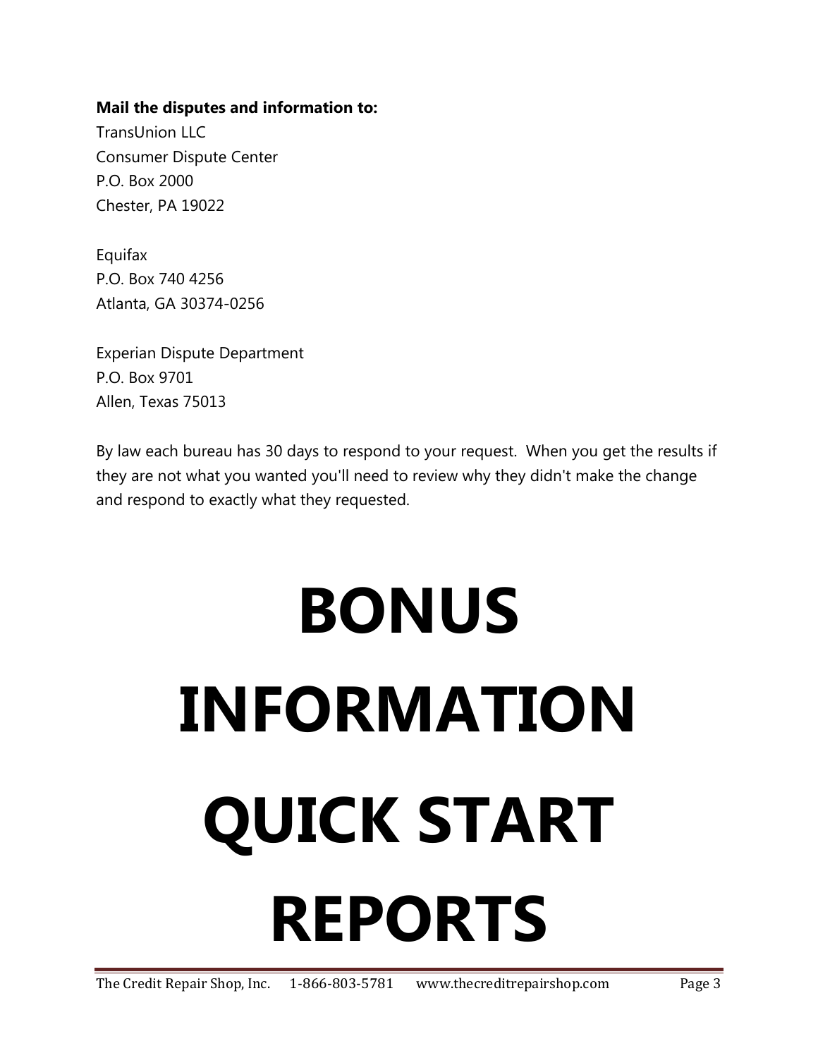**Mail the disputes and information to:**

TransUnion LLC
Consumer Dispute Center
P.O. Box 2000
Chester, PA 19022

Equifax
P.O. Box 740 4256
Atlanta, GA 30374-0256

Experian Dispute Department
P.O. Box 9701
Allen, Texas 75013

By law each bureau has 30 days to respond to your request. When you get the results if they are not what you wanted you'll need to review why they didn't make the change and respond to exactly what they requested.

# BONUS INFORMATION QUICK START REPORTS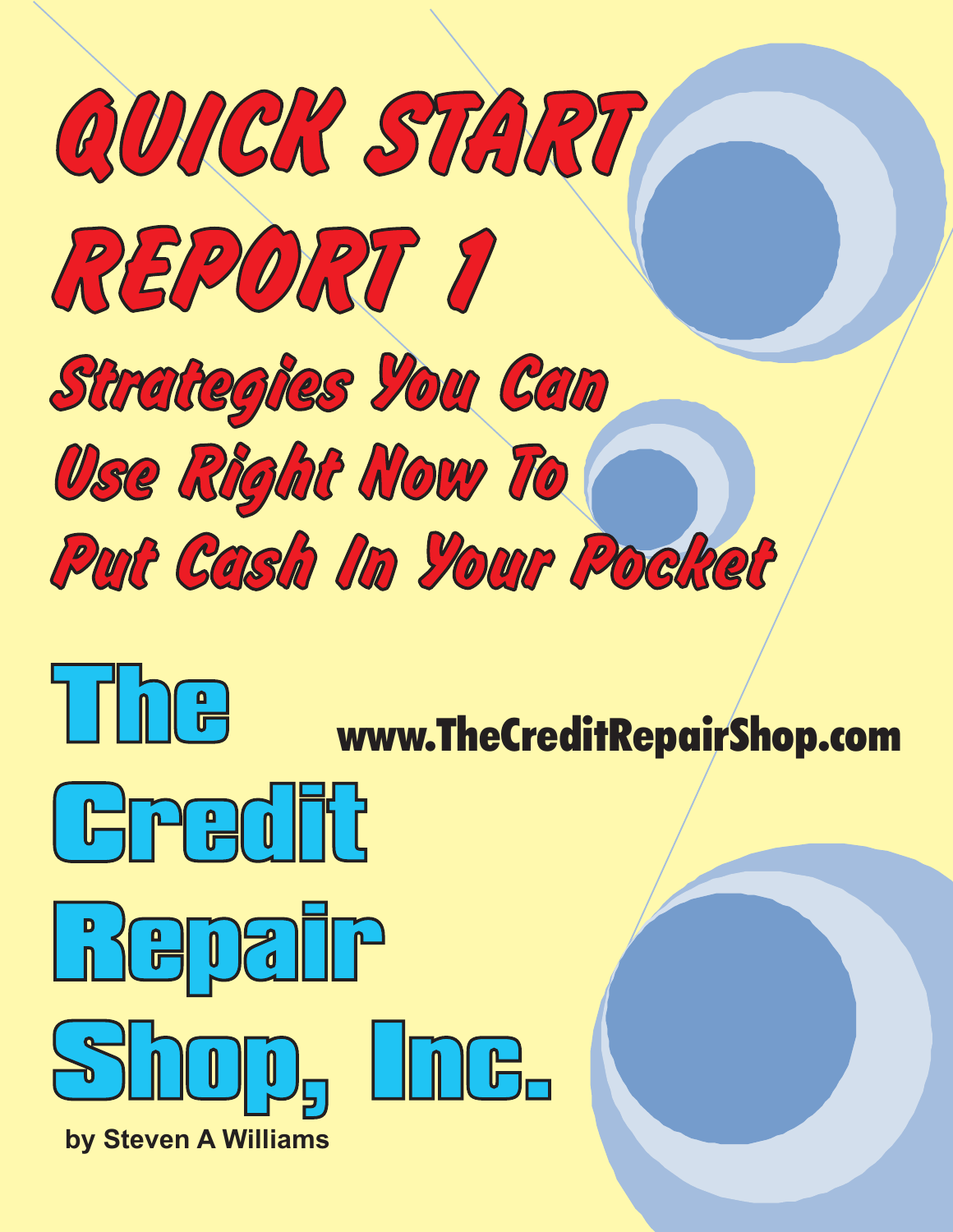# QUICK START REPORT 1

## Strategies You Can Use Right Now To Put Cash In Your Pocket

# The Credit Repair Shop, Inc.

**www.TheCreditRepairShop.com**

**by Steven A Williams**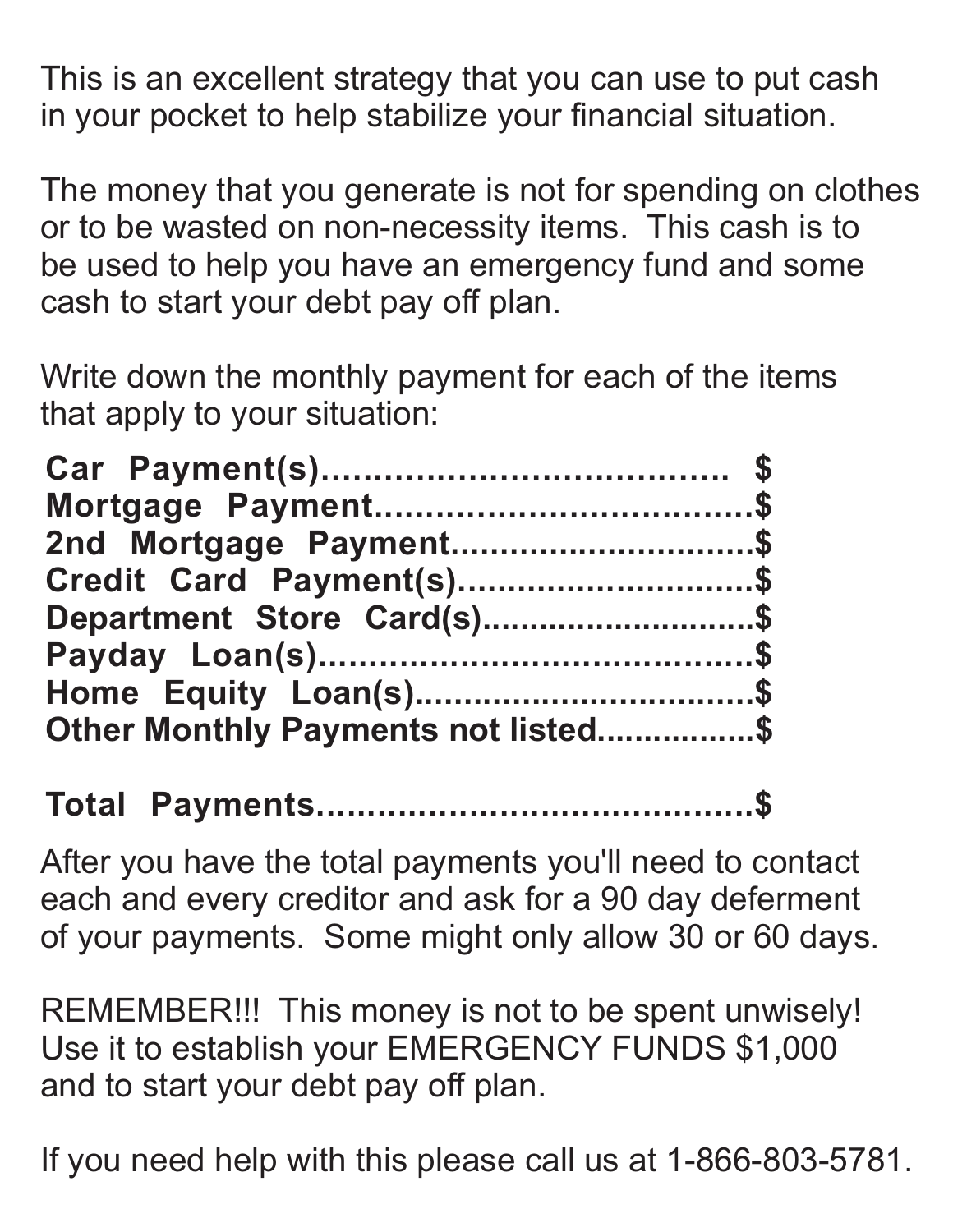This is an excellent strategy that you can use to put cash in your pocket to help stabilize your financial situation.

The money that you generate is not for spending on clothes or to be wasted on non-necessity items. This cash is to be used to help you have an emergency fund and some cash to start your debt pay off plan.

Write down the monthly payment for each of the items that apply to your situation:

**Car Payment(s)...................................... $**
**Mortgage Payment....................................$**
**2nd Mortgage Payment..............................$**
**Credit Card Payment(s).............................$**
**Department Store Card(s)............................$**
**Payday Loan(s).........................................$**
**Home Equity Loan(s).................................$**
**Other Monthly Payments not listed................$**

**Total Payments..........................................$**

After you have the total payments you'll need to contact each and every creditor and ask for a 90 day deferment of your payments. Some might only allow 30 or 60 days.

REMEMBER!!! This money is not to be spent unwisely! Use it to establish your EMERGENCY FUNDS $1,000 and to start your debt pay off plan.

If you need help with this please call us at 1-866-803-5781.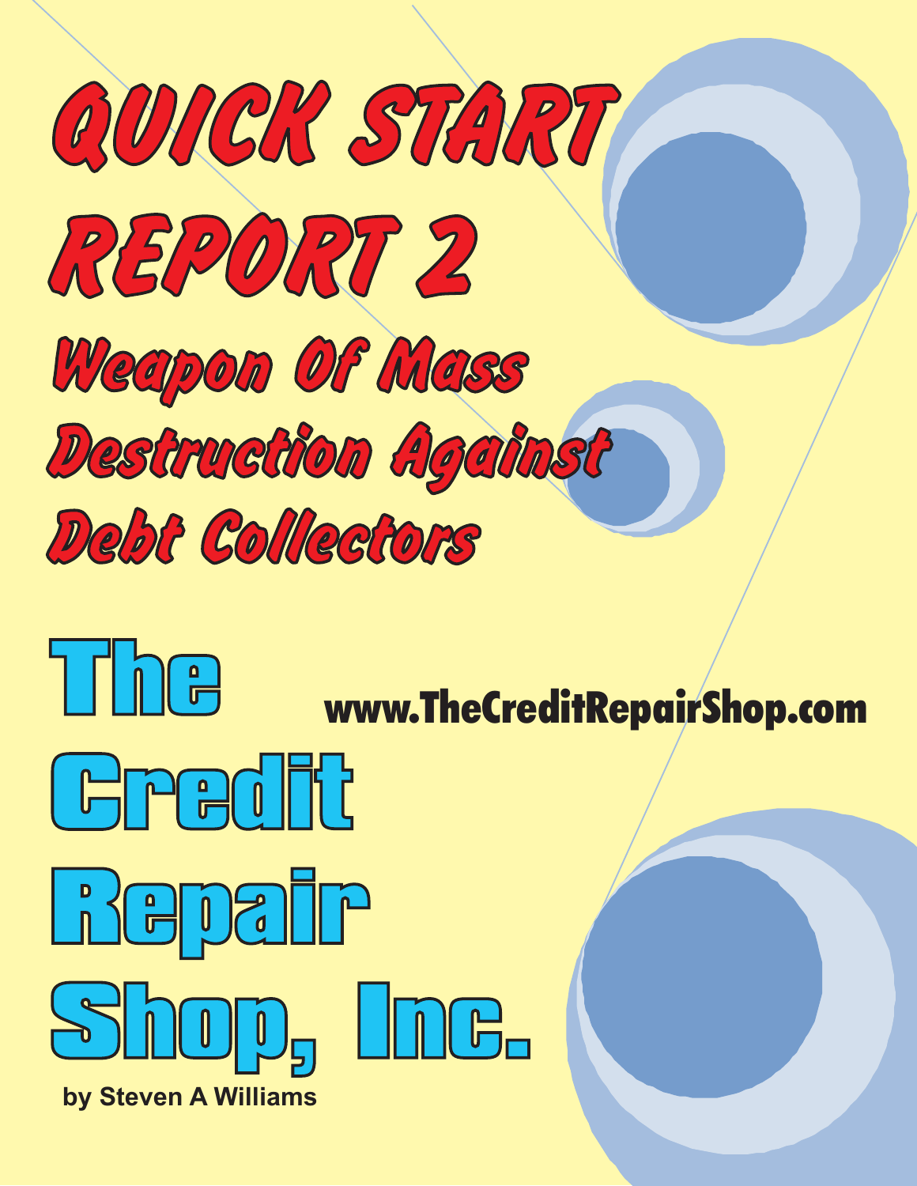# QUICK START REPORT 2

## Weapon Of Mass Destruction Against Debt Collectors

# The Credit Repair Shop, Inc.

www.TheCreditRepairShop.com

by Steven A Williams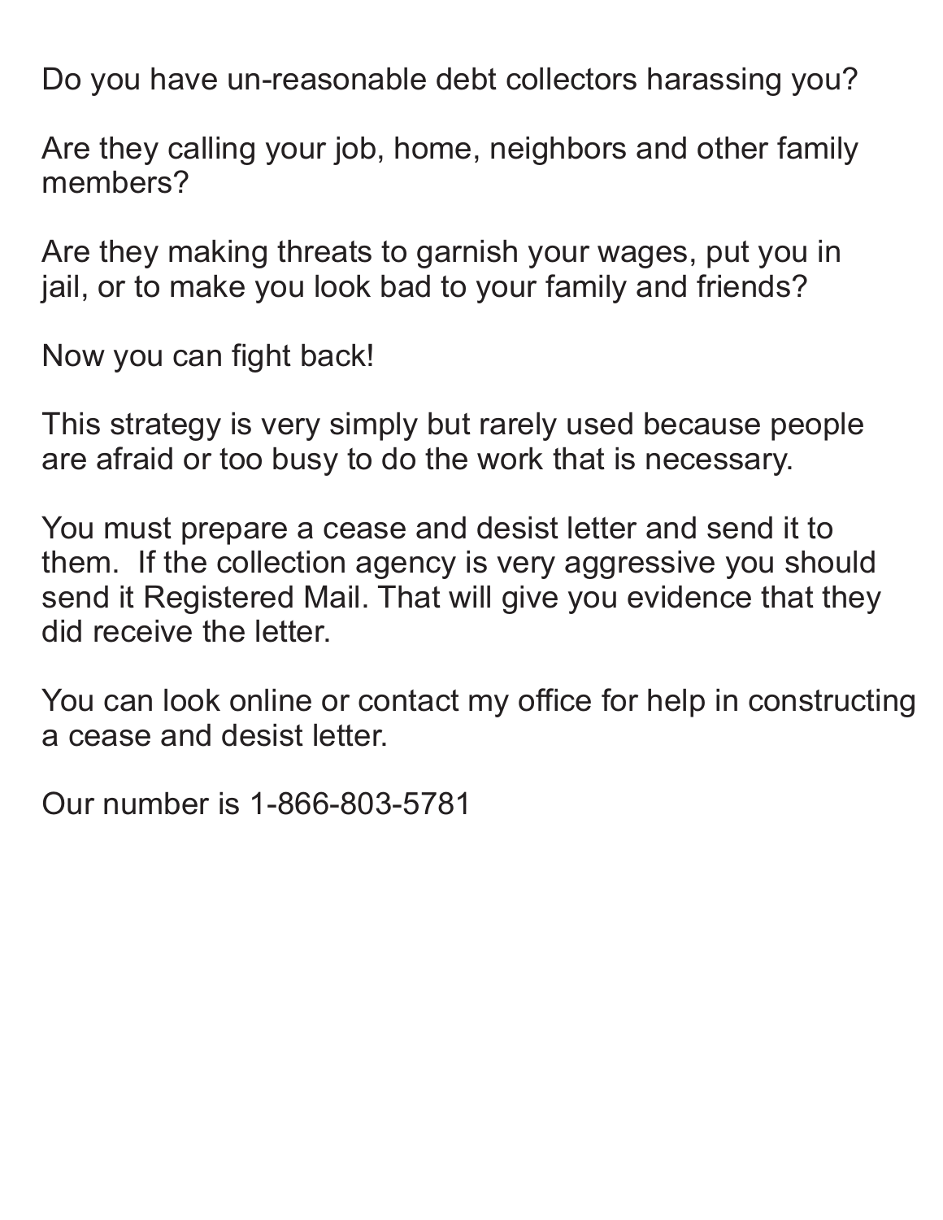Do you have un-reasonable debt collectors harassing you?

Are they calling your job, home, neighbors and other family members?

Are they making threats to garnish your wages, put you in jail, or to make you look bad to your family and friends?

Now you can fight back!

This strategy is very simply but rarely used because people are afraid or too busy to do the work that is necessary.

You must prepare a cease and desist letter and send it to them. If the collection agency is very aggressive you should send it Registered Mail. That will give you evidence that they did receive the letter.

You can look online or contact my office for help in constructing a cease and desist letter.

Our number is 1-866-803-5781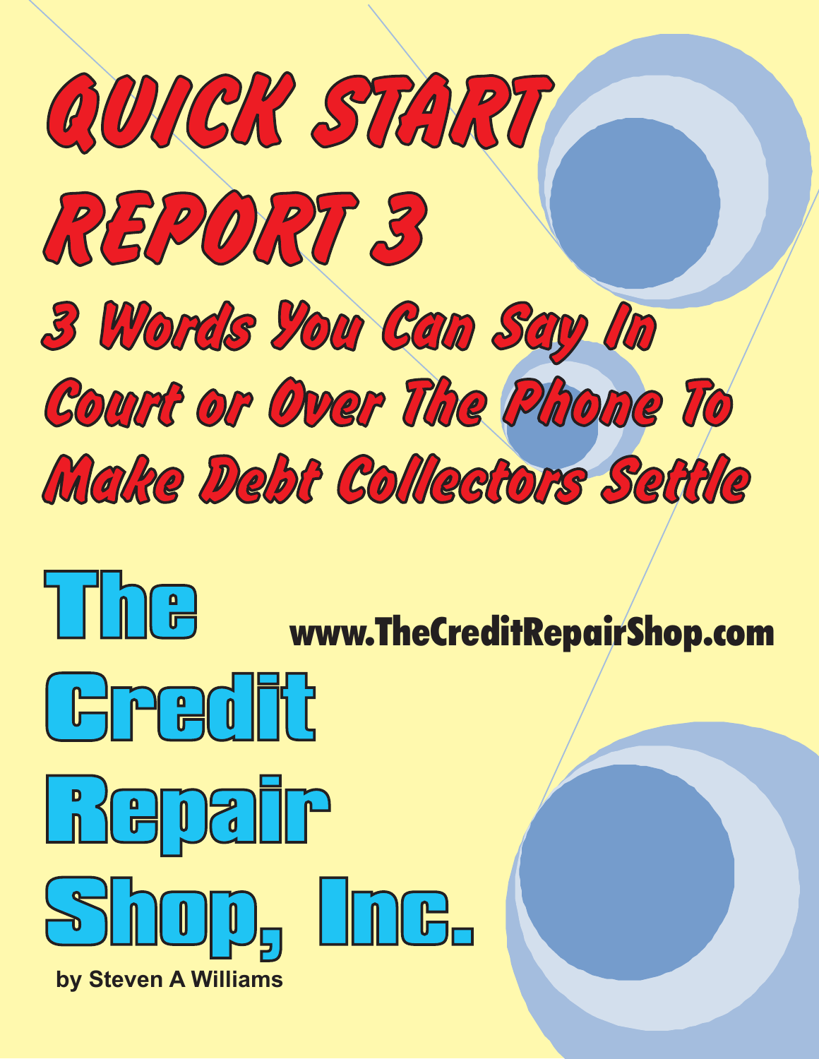# QUICK START REPORT 3

## 3 Words You Can Say In Court or Over The Phone To Make Debt Collectors Settle

# The Credit Repair Shop, Inc.

**www.TheCreditRepairShop.com**

**by Steven A Williams**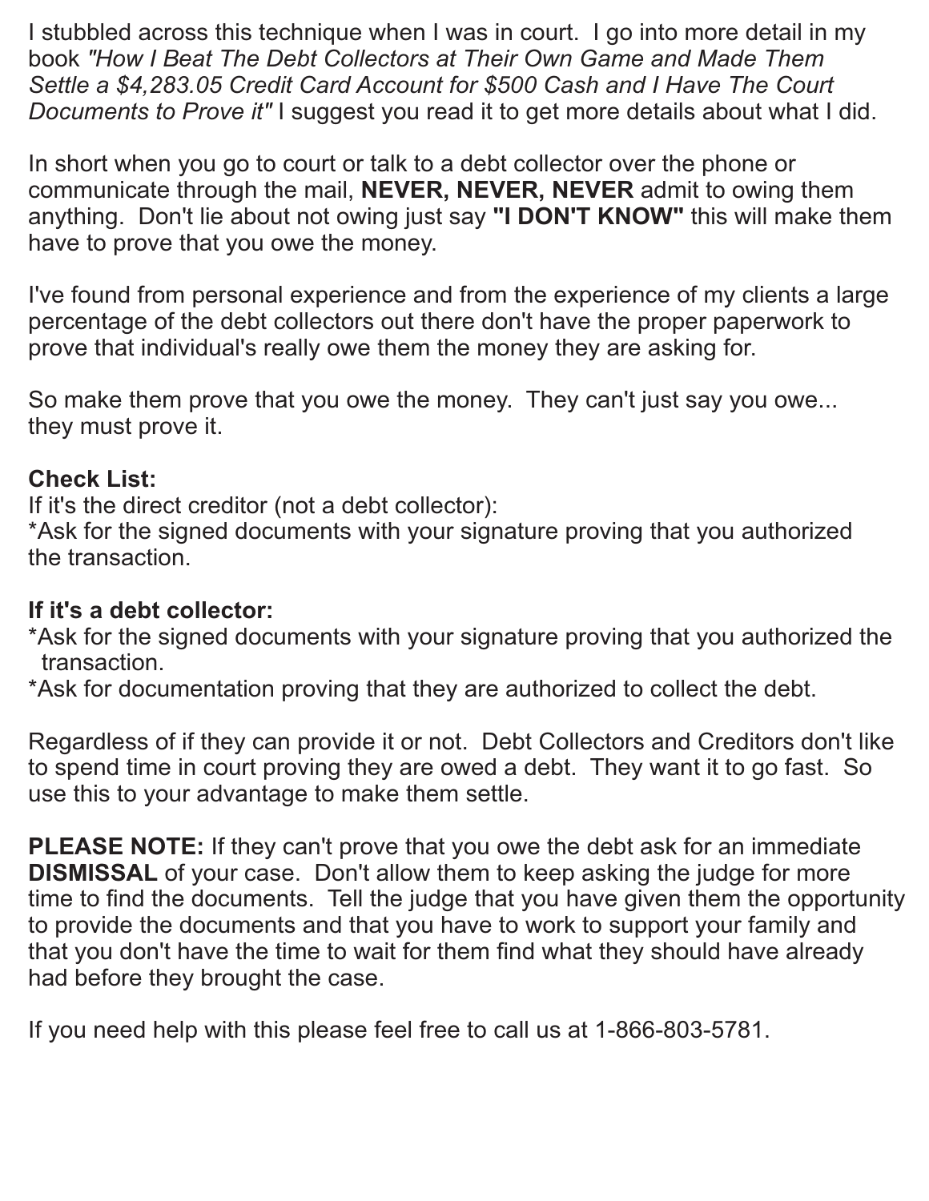I stubbled across this technique when I was in court. I go into more detail in my book *"How I Beat The Debt Collectors at Their Own Game and Made Them Settle a $4,283.05 Credit Card Account for $500 Cash and I Have The Court Documents to Prove it"* I suggest you read it to get more details about what I did.

In short when you go to court or talk to a debt collector over the phone or communicate through the mail, **NEVER, NEVER, NEVER** admit to owing them anything. Don't lie about not owing just say **"I DON'T KNOW"** this will make them have to prove that you owe the money.

I've found from personal experience and from the experience of my clients a large percentage of the debt collectors out there don't have the proper paperwork to prove that individual's really owe them the money they are asking for.

So make them prove that you owe the money. They can't just say you owe... they must prove it.

**Check List:**
If it's the direct creditor (not a debt collector):
*Ask for the signed documents with your signature proving that you authorized the transaction.

**If it's a debt collector:**
*Ask for the signed documents with your signature proving that you authorized the transaction.
*Ask for documentation proving that they are authorized to collect the debt.

Regardless of if they can provide it or not. Debt Collectors and Creditors don't like to spend time in court proving they are owed a debt. They want it to go fast. So use this to your advantage to make them settle.

**PLEASE NOTE:** If they can't prove that you owe the debt ask for an immediate **DISMISSAL** of your case. Don't allow them to keep asking the judge for more time to find the documents. Tell the judge that you have given them the opportunity to provide the documents and that you have to work to support your family and that you don't have the time to wait for them find what they should have already had before they brought the case.

If you need help with this please feel free to call us at 1-866-803-5781.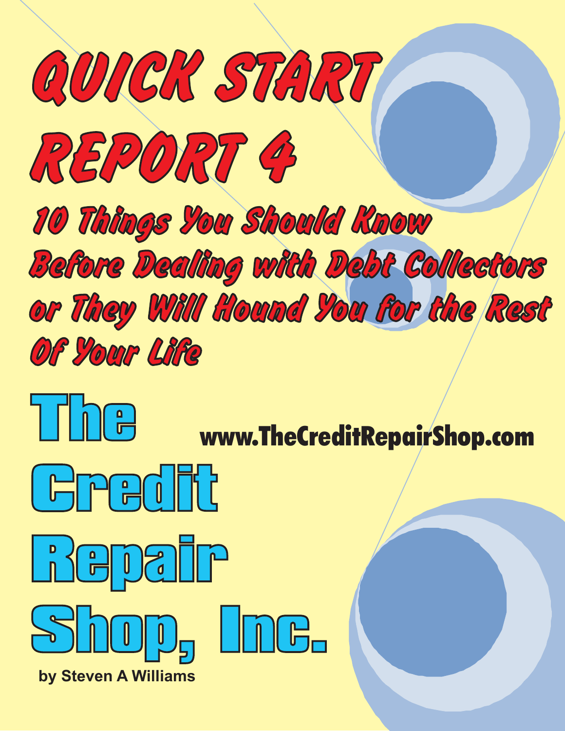# QUICK START REPORT 4

## 10 Things You Should Know Before Dealing with Debt Collectors or They Will Hound You for the Rest Of Your Life

# The Credit Repair Shop, Inc.

**www.TheCreditRepairShop.com**

**by Steven A Williams**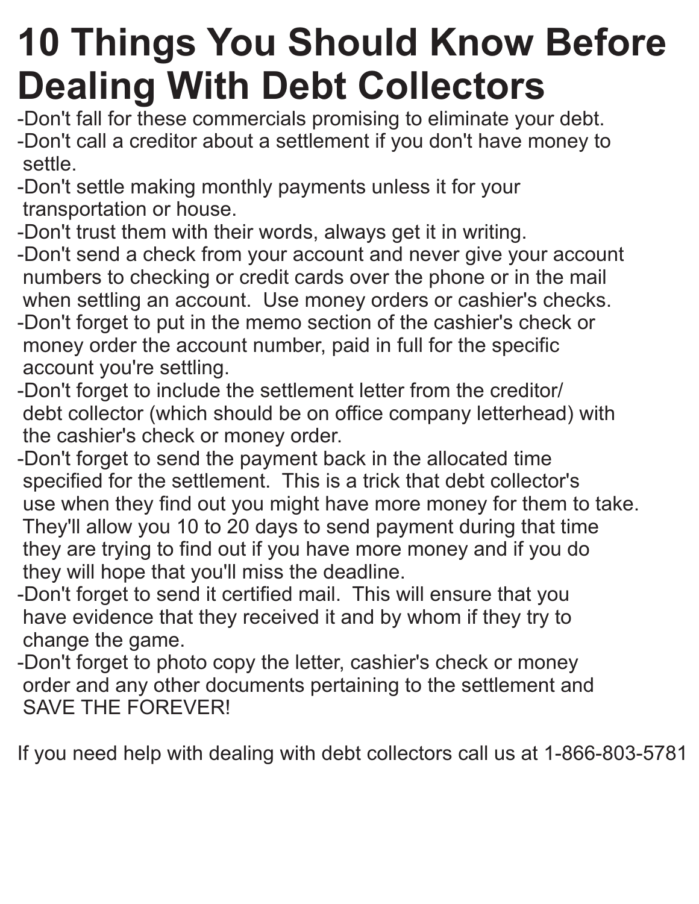# 10 Things You Should Know Before Dealing With Debt Collectors

- Don't fall for these commercials promising to eliminate your debt.
- Don't call a creditor about a settlement if you don't have money to settle.
- Don't settle making monthly payments unless it for your transportation or house.
- Don't trust them with their words, always get it in writing.
- Don't send a check from your account and never give your account numbers to checking or credit cards over the phone or in the mail when settling an account. Use money orders or cashier's checks.
- Don't forget to put in the memo section of the cashier's check or money order the account number, paid in full for the specific account you're settling.
- Don't forget to include the settlement letter from the creditor/ debt collector (which should be on office company letterhead) with the cashier's check or money order.
- Don't forget to send the payment back in the allocated time specified for the settlement. This is a trick that debt collector's use when they find out you might have more money for them to take. They'll allow you 10 to 20 days to send payment during that time they are trying to find out if you have more money and if you do they will hope that you'll miss the deadline.
- Don't forget to send it certified mail. This will ensure that you have evidence that they received it and by whom if they try to change the game.
- Don't forget to photo copy the letter, cashier's check or money order and any other documents pertaining to the settlement and SAVE THE FOREVER!

If you need help with dealing with debt collectors call us at 1-866-803-5781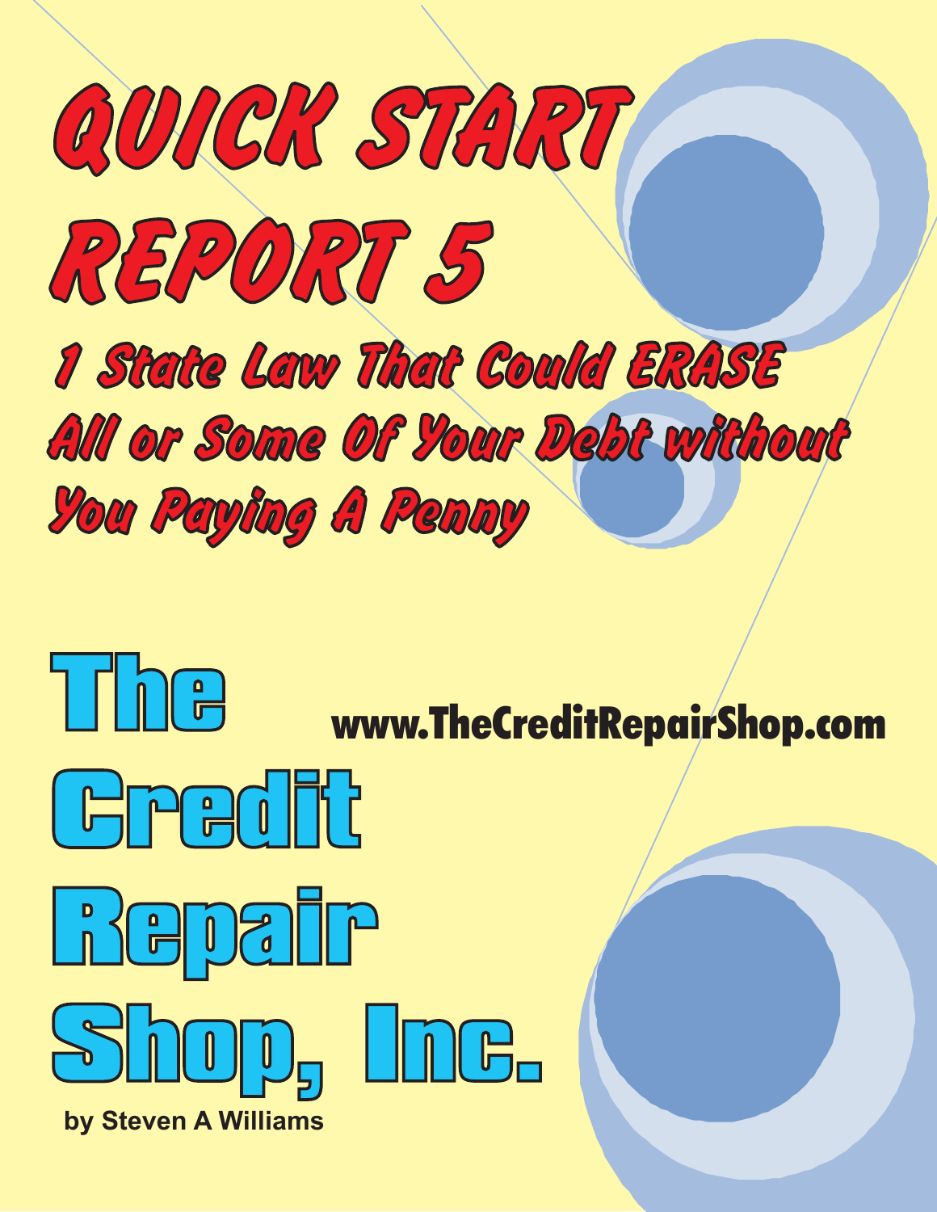# QUICK START REPORT 5

## 1 State Law That Could ERASE All or Some Of Your Debt without You Paying A Penny

# The Credit Repair Shop, Inc.

**www.TheCreditRepairShop.com**

**by Steven A Williams**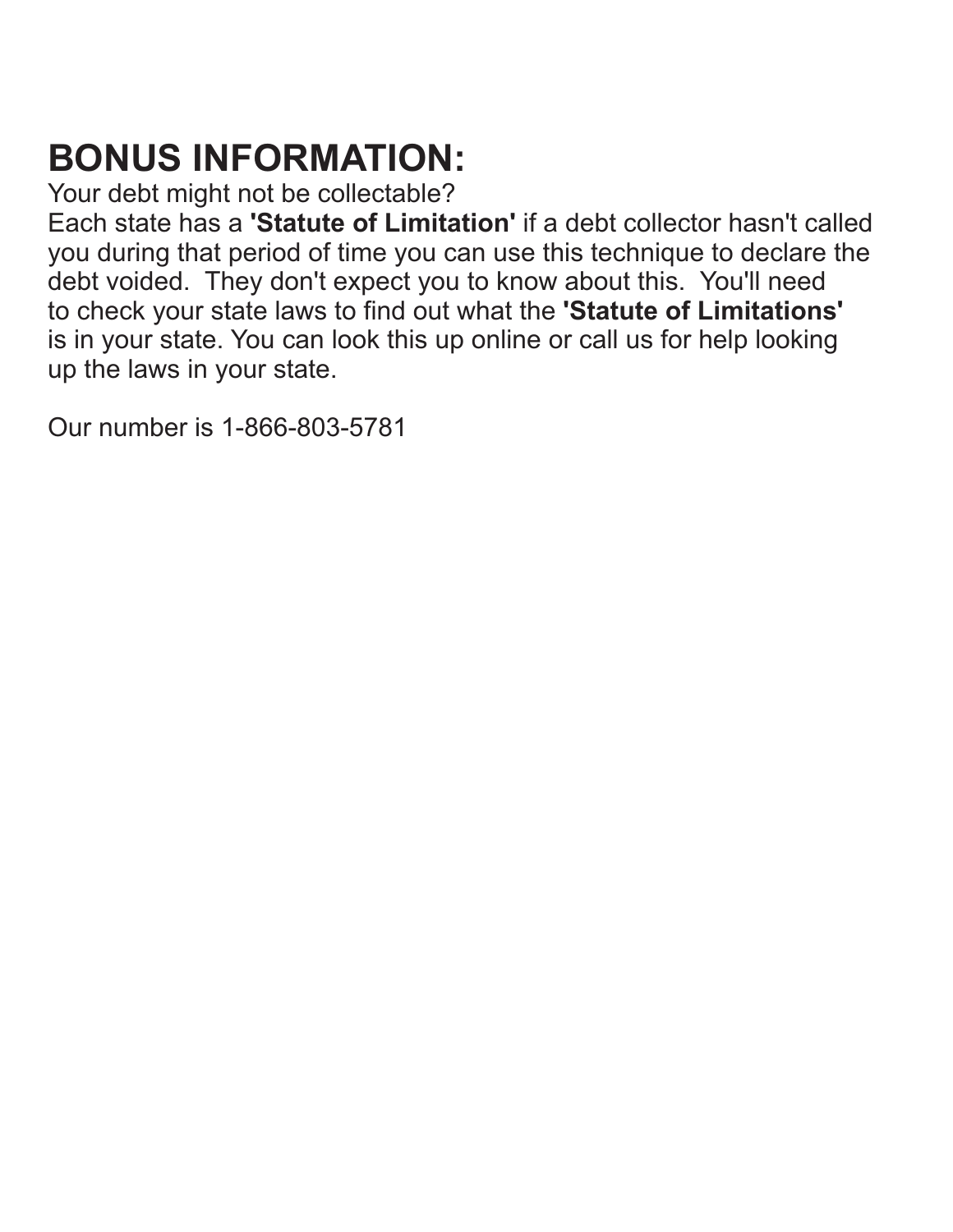# BONUS INFORMATION:

Your debt might not be collectable?
Each state has a **'Statute of Limitation'** if a debt collector hasn't called you during that period of time you can use this technique to declare the debt voided. They don't expect you to know about this. You'll need to check your state laws to find out what the **'Statute of Limitations'** is in your state. You can look this up online or call us for help looking up the laws in your state.

Our number is 1-866-803-5781